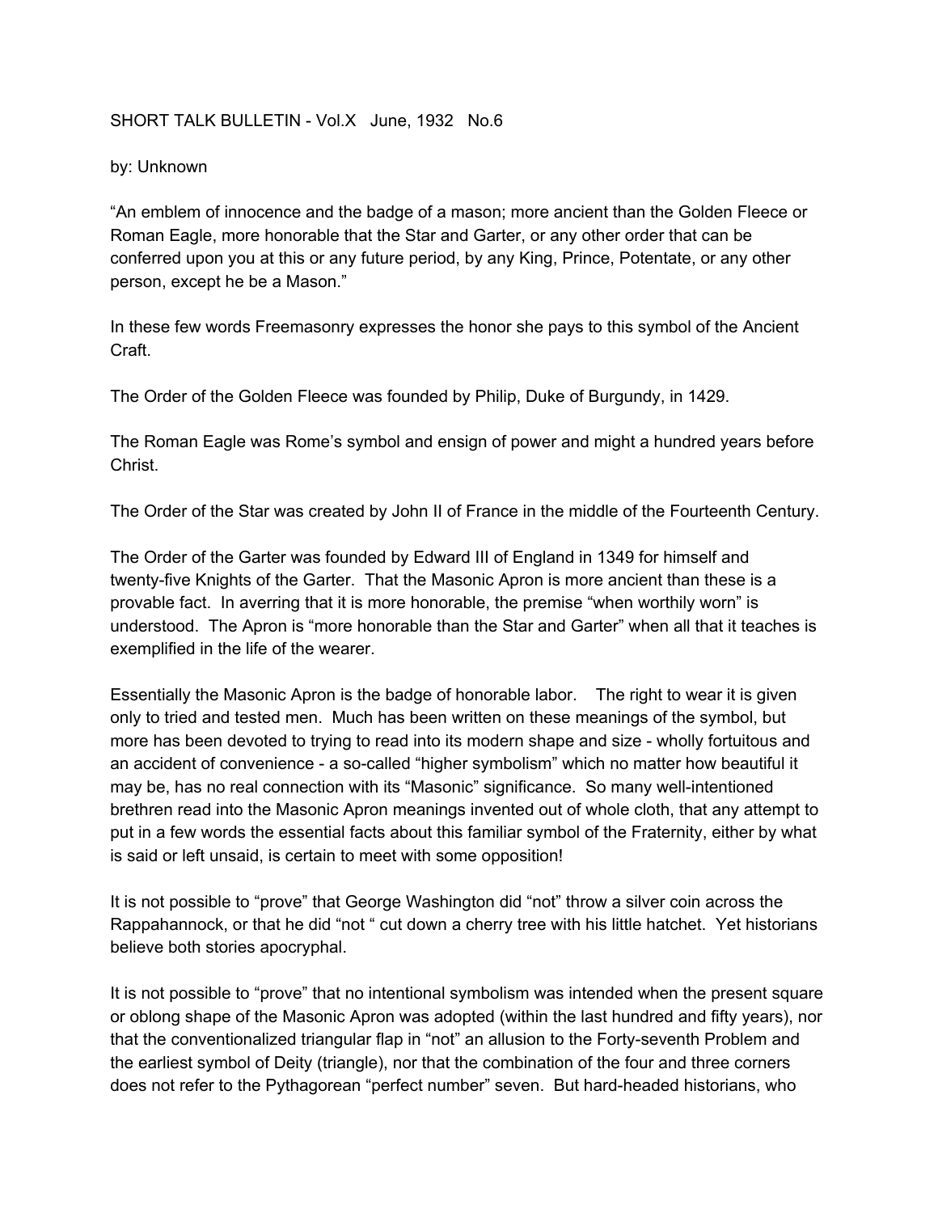SHORT TALK BULLETIN - Vol.X June, 1932 No.6

by: Unknown

"An emblem of innocence and the badge of a mason; more ancient than the Golden Fleece or Roman Eagle, more honorable that the Star and Garter, or any other order that can be conferred upon you at this or any future period, by any King, Prince, Potentate, or any other person, except he be a Mason."

In these few words Freemasonry expresses the honor she pays to this symbol of the Ancient Craft.

The Order of the Golden Fleece was founded by Philip, Duke of Burgundy, in 1429.

The Roman Eagle was Rome's symbol and ensign of power and might a hundred years before Christ.

The Order of the Star was created by John II of France in the middle of the Fourteenth Century.

The Order of the Garter was founded by Edward III of England in 1349 for himself and twenty-five Knights of the Garter. That the Masonic Apron is more ancient than these is a provable fact. In averring that it is more honorable, the premise "when worthily worn" is understood. The Apron is "more honorable than the Star and Garter" when all that it teaches is exemplified in the life of the wearer.

Essentially the Masonic Apron is the badge of honorable labor. The right to wear it is given only to tried and tested men. Much has been written on these meanings of the symbol, but more has been devoted to trying to read into its modern shape and size - wholly fortuitous and an accident of convenience - a so-called "higher symbolism" which no matter how beautiful it may be, has no real connection with its "Masonic" significance. So many well-intentioned brethren read into the Masonic Apron meanings invented out of whole cloth, that any attempt to put in a few words the essential facts about this familiar symbol of the Fraternity, either by what is said or left unsaid, is certain to meet with some opposition!

It is not possible to "prove" that George Washington did "not" throw a silver coin across the Rappahannock, or that he did "not " cut down a cherry tree with his little hatchet. Yet historians believe both stories apocryphal.

It is not possible to "prove" that no intentional symbolism was intended when the present square or oblong shape of the Masonic Apron was adopted (within the last hundred and fifty years), nor that the conventionalized triangular flap in "not" an allusion to the Forty-seventh Problem and the earliest symbol of Deity (triangle), nor that the combination of the four and three corners does not refer to the Pythagorean "perfect number" seven. But hard-headed historians, who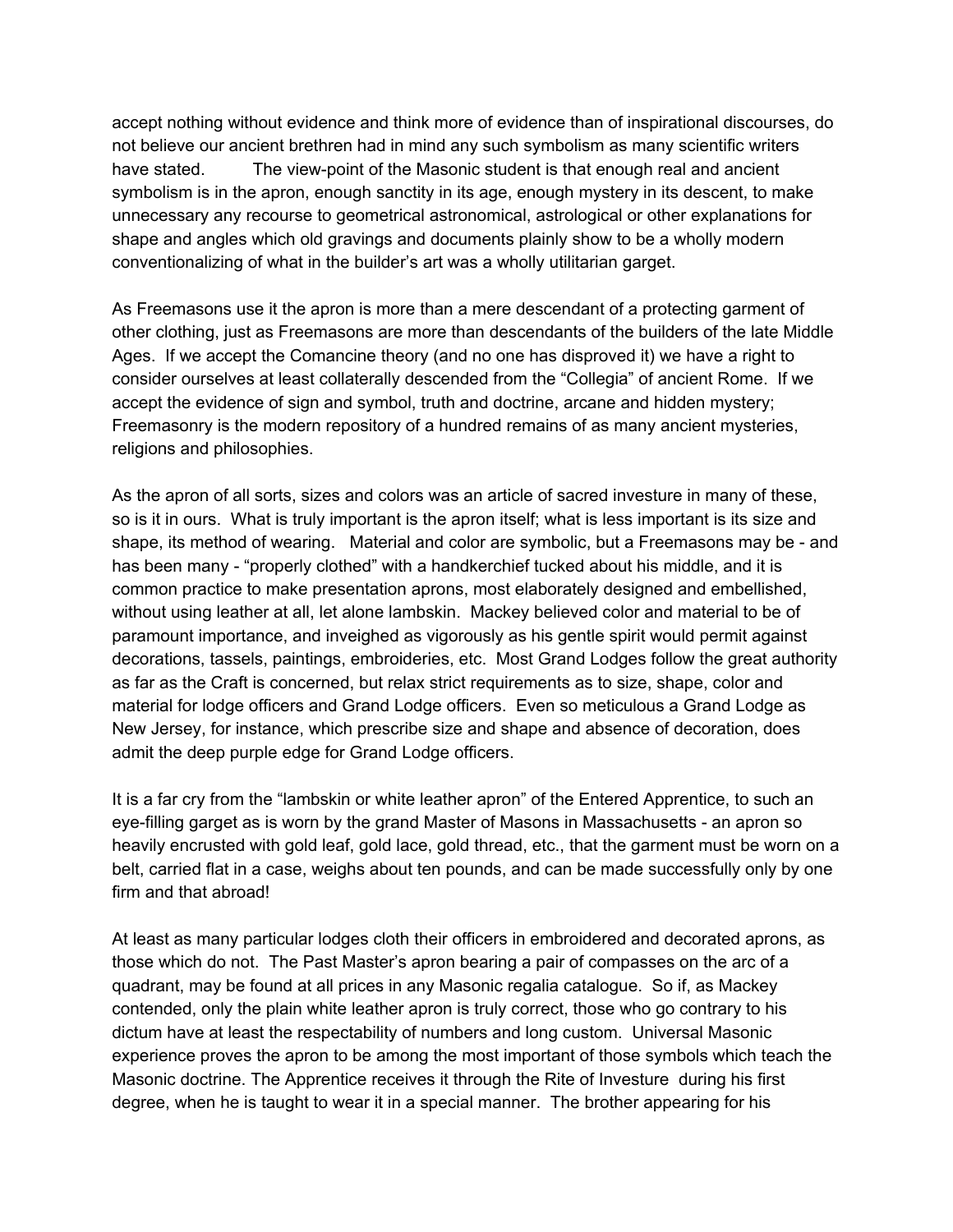accept nothing without evidence and think more of evidence than of inspirational discourses, do not believe our ancient brethren had in mind any such symbolism as many scientific writers have stated. The view-point of the Masonic student is that enough real and ancient symbolism is in the apron, enough sanctity in its age, enough mystery in its descent, to make unnecessary any recourse to geometrical astronomical, astrological or other explanations for shape and angles which old gravings and documents plainly show to be a wholly modern conventionalizing of what in the builder's art was a wholly utilitarian garget.

As Freemasons use it the apron is more than a mere descendant of a protecting garment of other clothing, just as Freemasons are more than descendants of the builders of the late Middle Ages. If we accept the Comancine theory (and no one has disproved it) we have a right to consider ourselves at least collaterally descended from the "Collegia" of ancient Rome. If we accept the evidence of sign and symbol, truth and doctrine, arcane and hidden mystery; Freemasonry is the modern repository of a hundred remains of as many ancient mysteries, religions and philosophies.

As the apron of all sorts, sizes and colors was an article of sacred investure in many of these, so is it in ours. What is truly important is the apron itself; what is less important is its size and shape, its method of wearing. Material and color are symbolic, but a Freemasons may be - and has been many - "properly clothed" with a handkerchief tucked about his middle, and it is common practice to make presentation aprons, most elaborately designed and embellished, without using leather at all, let alone lambskin. Mackey believed color and material to be of paramount importance, and inveighed as vigorously as his gentle spirit would permit against decorations, tassels, paintings, embroideries, etc. Most Grand Lodges follow the great authority as far as the Craft is concerned, but relax strict requirements as to size, shape, color and material for lodge officers and Grand Lodge officers. Even so meticulous a Grand Lodge as New Jersey, for instance, which prescribe size and shape and absence of decoration, does admit the deep purple edge for Grand Lodge officers.

It is a far cry from the "lambskin or white leather apron" of the Entered Apprentice, to such an eye-filling garget as is worn by the grand Master of Masons in Massachusetts - an apron so heavily encrusted with gold leaf, gold lace, gold thread, etc., that the garment must be worn on a belt, carried flat in a case, weighs about ten pounds, and can be made successfully only by one firm and that abroad!

At least as many particular lodges cloth their officers in embroidered and decorated aprons, as those which do not. The Past Master's apron bearing a pair of compasses on the arc of a quadrant, may be found at all prices in any Masonic regalia catalogue. So if, as Mackey contended, only the plain white leather apron is truly correct, those who go contrary to his dictum have at least the respectability of numbers and long custom. Universal Masonic experience proves the apron to be among the most important of those symbols which teach the Masonic doctrine. The Apprentice receives it through the Rite of Investure during his first degree, when he is taught to wear it in a special manner. The brother appearing for his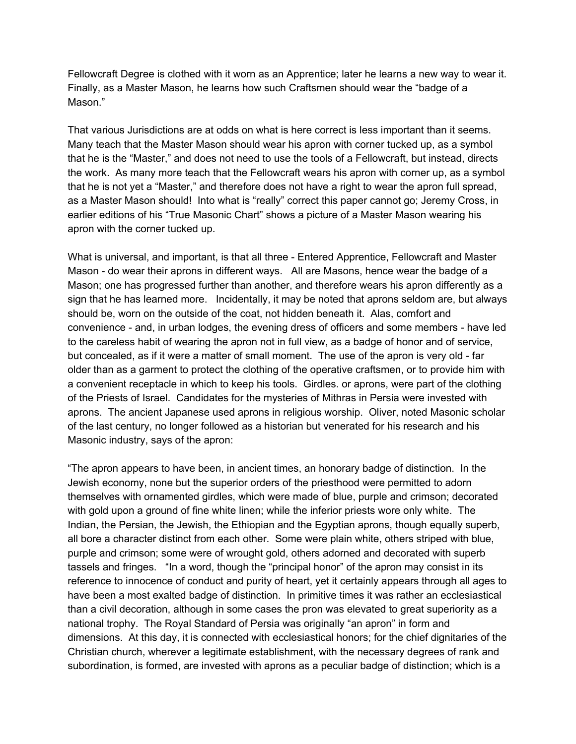Fellowcraft Degree is clothed with it worn as an Apprentice; later he learns a new way to wear it. Finally, as a Master Mason, he learns how such Craftsmen should wear the "badge of a Mason."

That various Jurisdictions are at odds on what is here correct is less important than it seems. Many teach that the Master Mason should wear his apron with corner tucked up, as a symbol that he is the "Master," and does not need to use the tools of a Fellowcraft, but instead, directs the work. As many more teach that the Fellowcraft wears his apron with corner up, as a symbol that he is not yet a "Master," and therefore does not have a right to wear the apron full spread, as a Master Mason should! Into what is "really" correct this paper cannot go; Jeremy Cross, in earlier editions of his "True Masonic Chart" shows a picture of a Master Mason wearing his apron with the corner tucked up.

What is universal, and important, is that all three - Entered Apprentice, Fellowcraft and Master Mason - do wear their aprons in different ways. All are Masons, hence wear the badge of a Mason; one has progressed further than another, and therefore wears his apron differently as a sign that he has learned more. Incidentally, it may be noted that aprons seldom are, but always should be, worn on the outside of the coat, not hidden beneath it. Alas, comfort and convenience - and, in urban lodges, the evening dress of officers and some members - have led to the careless habit of wearing the apron not in full view, as a badge of honor and of service, but concealed, as if it were a matter of small moment. The use of the apron is very old - far older than as a garment to protect the clothing of the operative craftsmen, or to provide him with a convenient receptacle in which to keep his tools. Girdles. or aprons, were part of the clothing of the Priests of Israel. Candidates for the mysteries of Mithras in Persia were invested with aprons. The ancient Japanese used aprons in religious worship. Oliver, noted Masonic scholar of the last century, no longer followed as a historian but venerated for his research and his Masonic industry, says of the apron:

"The apron appears to have been, in ancient times, an honorary badge of distinction. In the Jewish economy, none but the superior orders of the priesthood were permitted to adorn themselves with ornamented girdles, which were made of blue, purple and crimson; decorated with gold upon a ground of fine white linen; while the inferior priests wore only white. The Indian, the Persian, the Jewish, the Ethiopian and the Egyptian aprons, though equally superb, all bore a character distinct from each other. Some were plain white, others striped with blue, purple and crimson; some were of wrought gold, others adorned and decorated with superb tassels and fringes. "In a word, though the "principal honor" of the apron may consist in its reference to innocence of conduct and purity of heart, yet it certainly appears through all ages to have been a most exalted badge of distinction. In primitive times it was rather an ecclesiastical than a civil decoration, although in some cases the pron was elevated to great superiority as a national trophy. The Royal Standard of Persia was originally "an apron" in form and dimensions. At this day, it is connected with ecclesiastical honors; for the chief dignitaries of the Christian church, wherever a legitimate establishment, with the necessary degrees of rank and subordination, is formed, are invested with aprons as a peculiar badge of distinction; which is a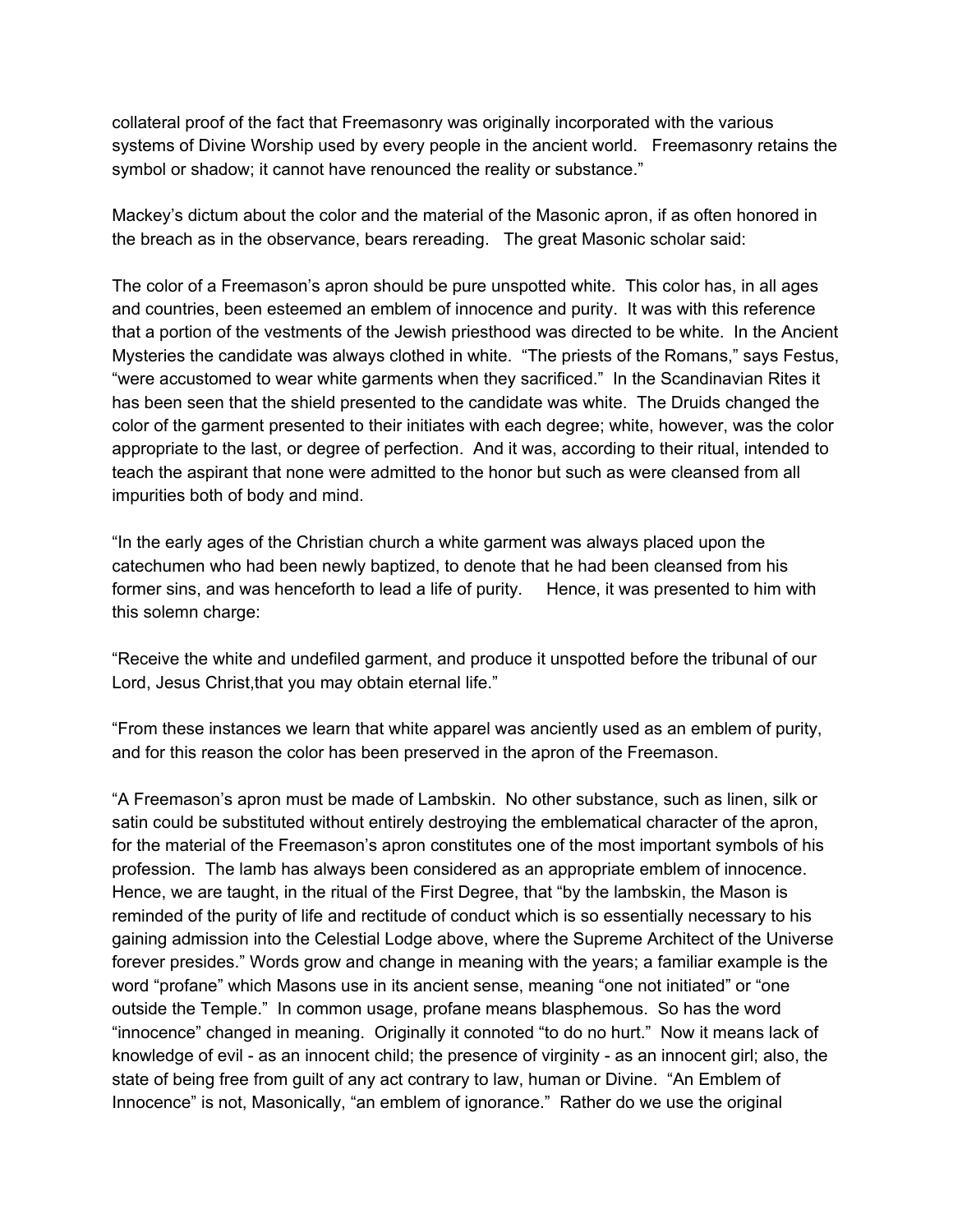collateral proof of the fact that Freemasonry was originally incorporated with the various systems of Divine Worship used by every people in the ancient world. Freemasonry retains the symbol or shadow; it cannot have renounced the reality or substance."

Mackey's dictum about the color and the material of the Masonic apron, if as often honored in the breach as in the observance, bears rereading. The great Masonic scholar said:

The color of a Freemason's apron should be pure unspotted white. This color has, in all ages and countries, been esteemed an emblem of innocence and purity. It was with this reference that a portion of the vestments of the Jewish priesthood was directed to be white. In the Ancient Mysteries the candidate was always clothed in white. "The priests of the Romans," says Festus, "were accustomed to wear white garments when they sacrificed." In the Scandinavian Rites it has been seen that the shield presented to the candidate was white. The Druids changed the color of the garment presented to their initiates with each degree; white, however, was the color appropriate to the last, or degree of perfection. And it was, according to their ritual, intended to teach the aspirant that none were admitted to the honor but such as were cleansed from all impurities both of body and mind.

"In the early ages of the Christian church a white garment was always placed upon the catechumen who had been newly baptized, to denote that he had been cleansed from his former sins, and was henceforth to lead a life of purity. Hence, it was presented to him with this solemn charge:

"Receive the white and undefiled garment, and produce it unspotted before the tribunal of our Lord, Jesus Christ,that you may obtain eternal life."

"From these instances we learn that white apparel was anciently used as an emblem of purity, and for this reason the color has been preserved in the apron of the Freemason.

"A Freemason's apron must be made of Lambskin. No other substance, such as linen, silk or satin could be substituted without entirely destroying the emblematical character of the apron, for the material of the Freemason's apron constitutes one of the most important symbols of his profession. The lamb has always been considered as an appropriate emblem of innocence. Hence, we are taught, in the ritual of the First Degree, that "by the lambskin, the Mason is reminded of the purity of life and rectitude of conduct which is so essentially necessary to his gaining admission into the Celestial Lodge above, where the Supreme Architect of the Universe forever presides." Words grow and change in meaning with the years; a familiar example is the word "profane" which Masons use in its ancient sense, meaning "one not initiated" or "one outside the Temple." In common usage, profane means blasphemous. So has the word "innocence" changed in meaning. Originally it connoted "to do no hurt." Now it means lack of knowledge of evil - as an innocent child; the presence of virginity - as an innocent girl; also, the state of being free from guilt of any act contrary to law, human or Divine. "An Emblem of Innocence" is not, Masonically, "an emblem of ignorance." Rather do we use the original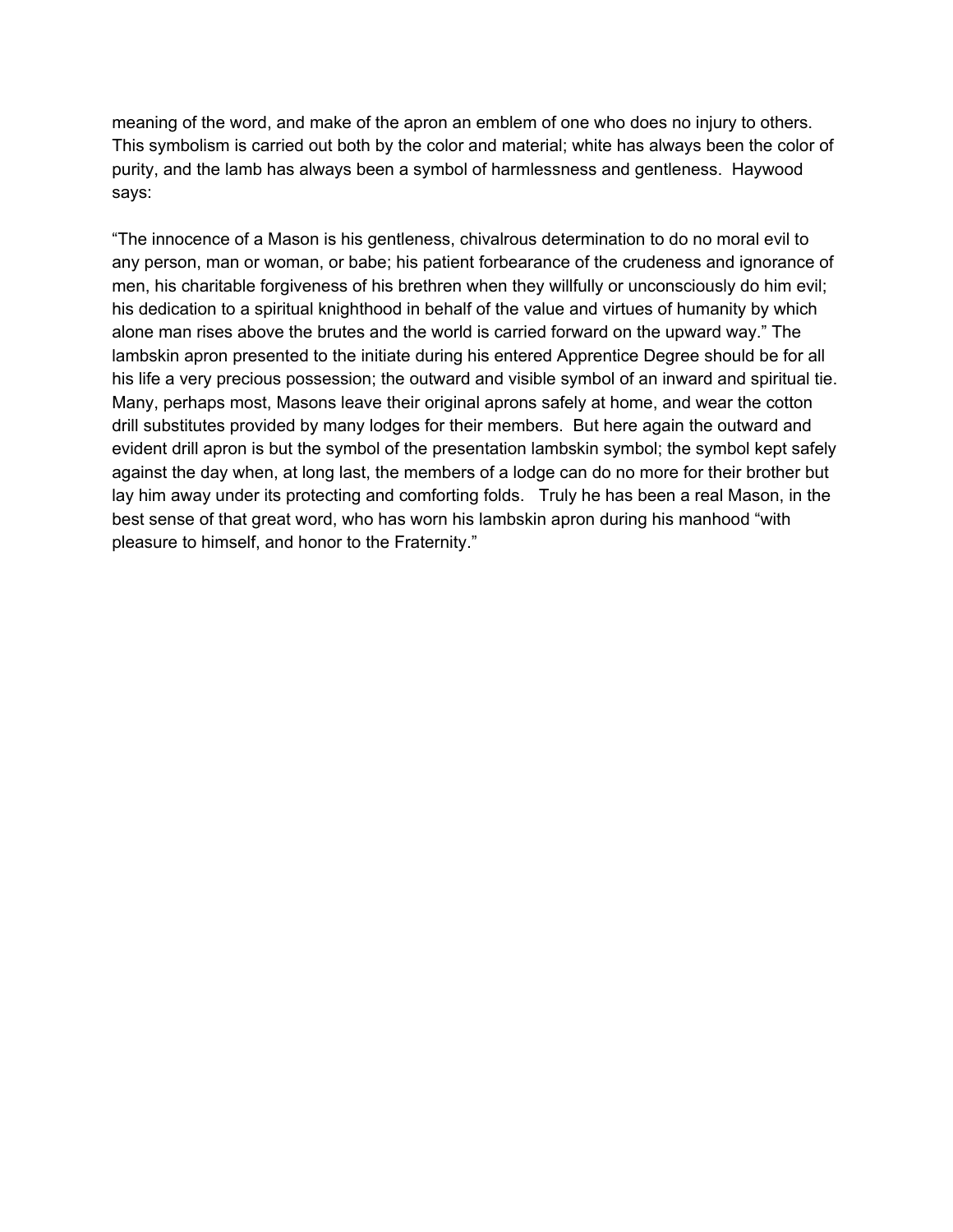meaning of the word, and make of the apron an emblem of one who does no injury to others. This symbolism is carried out both by the color and material; white has always been the color of purity, and the lamb has always been a symbol of harmlessness and gentleness. Haywood says:

"The innocence of a Mason is his gentleness, chivalrous determination to do no moral evil to any person, man or woman, or babe; his patient forbearance of the crudeness and ignorance of men, his charitable forgiveness of his brethren when they willfully or unconsciously do him evil; his dedication to a spiritual knighthood in behalf of the value and virtues of humanity by which alone man rises above the brutes and the world is carried forward on the upward way." The lambskin apron presented to the initiate during his entered Apprentice Degree should be for all his life a very precious possession; the outward and visible symbol of an inward and spiritual tie. Many, perhaps most, Masons leave their original aprons safely at home, and wear the cotton drill substitutes provided by many lodges for their members. But here again the outward and evident drill apron is but the symbol of the presentation lambskin symbol; the symbol kept safely against the day when, at long last, the members of a lodge can do no more for their brother but lay him away under its protecting and comforting folds. Truly he has been a real Mason, in the best sense of that great word, who has worn his lambskin apron during his manhood "with pleasure to himself, and honor to the Fraternity."